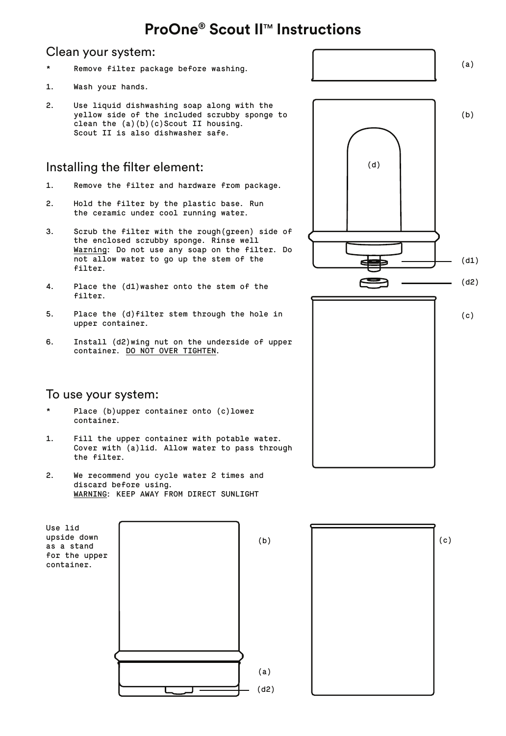# ProOne® Scout II™ Instructions

## Clean your system:

\* Remove filter package before washing.

1. Wash your hands.
2. Use liquid dishwashing soap along with the yellow side of the included scrubby sponge to clean the (a)(b)(c)Scout II housing. Scout II is also dishwasher safe.

## Installing the filter element:

1. Remove the filter and hardware from package.
2. Hold the filter by the plastic base. Run the ceramic under cool running water.
3. Scrub the filter with the rough(green) side of the enclosed scrubby sponge. Rinse well. <u>Warning</u>: Do not use any soap on the filter. Do not allow water to go up the stem of the filter.
4. Place the (d1)washer onto the stem of the filter.
5. Place the (d)filter stem through the hole in upper container.
6. Install (d2)wing nut on the underside of upper container. <u>DO NOT OVER TIGHTEN</u>.

## To use your system:

\* Place (b)upper container onto (c)lower container.

1. Fill the upper container with potable water. Cover with (a)lid. Allow water to pass through the filter.
2. We recommend you cycle water 2 times and discard before using. <u>WARNING</u>: KEEP AWAY FROM DIRECT SUNLIGHT

(a)

(b)

(d)

(d1)

(d2)

(c)

Use lid upside down as a stand for the upper container.

(b)

(a)

(d2)

(c)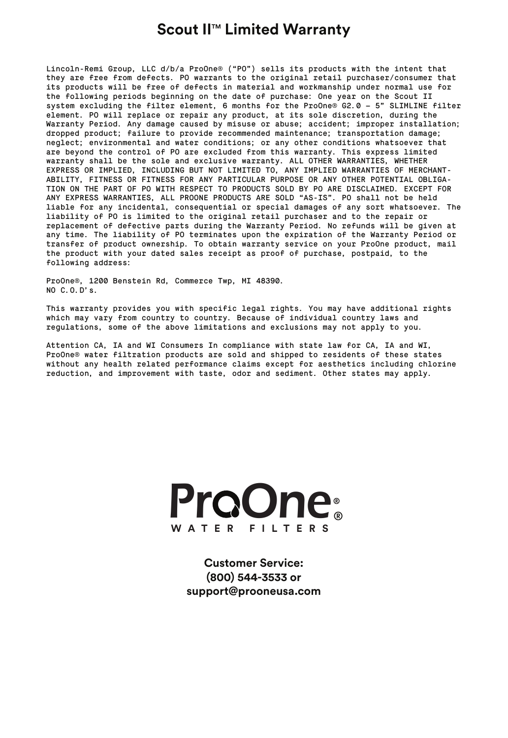# Scout II™ Limited Warranty

Lincoln-Remi Group, LLC d/b/a ProOne® ("PO") sells its products with the intent that they are free from defects. PO warrants to the original retail purchaser/consumer that its products will be free of defects in material and workmanship under normal use for the following periods beginning on the date of purchase: One year on the Scout II system excluding the filter element, 6 months for the ProOne® G2.0 – 5" SLIMLINE filter element. PO will replace or repair any product, at its sole discretion, during the Warranty Period. Any damage caused by misuse or abuse; accident; improper installation; dropped product; failure to provide recommended maintenance; transportation damage; neglect; environmental and water conditions; or any other conditions whatsoever that are beyond the control of PO are excluded from this warranty. This express limited warranty shall be the sole and exclusive warranty. ALL OTHER WARRANTIES, WHETHER EXPRESS OR IMPLIED, INCLUDING BUT NOT LIMITED TO, ANY IMPLIED WARRANTIES OF MERCHANTABILITY, FITNESS OR FITNESS FOR ANY PARTICULAR PURPOSE OR ANY OTHER POTENTIAL OBLIGATION ON THE PART OF PO WITH RESPECT TO PRODUCTS SOLD BY PO ARE DISCLAIMED. EXCEPT FOR ANY EXPRESS WARRANTIES, ALL PROONE PRODUCTS ARE SOLD "AS-IS". PO shall not be held liable for any incidental, consequential or special damages of any sort whatsoever. The liability of PO is limited to the original retail purchaser and to the repair or replacement of defective parts during the Warranty Period. No refunds will be given at any time. The liability of PO terminates upon the expiration of the Warranty Period or transfer of product ownership. To obtain warranty service on your ProOne product, mail the product with your dated sales receipt as proof of purchase, postpaid, to the following address:

ProOne®, 1200 Benstein Rd, Commerce Twp, MI 48390.
NO C.O.D's.

This warranty provides you with specific legal rights. You may have additional rights which may vary from country to country. Because of individual country laws and regulations, some of the above limitations and exclusions may not apply to you.

Attention CA, IA and WI Consumers In compliance with state law for CA, IA and WI, ProOne® water filtration products are sold and shipped to residents of these states without any health related performance claims except for aesthetics including chlorine reduction, and improvement with taste, odor and sediment. Other states may apply.

ProOne®
WATER FILTERS

**Customer Service:**
**(800) 544-3533 or**
**support@prooneusa.com**